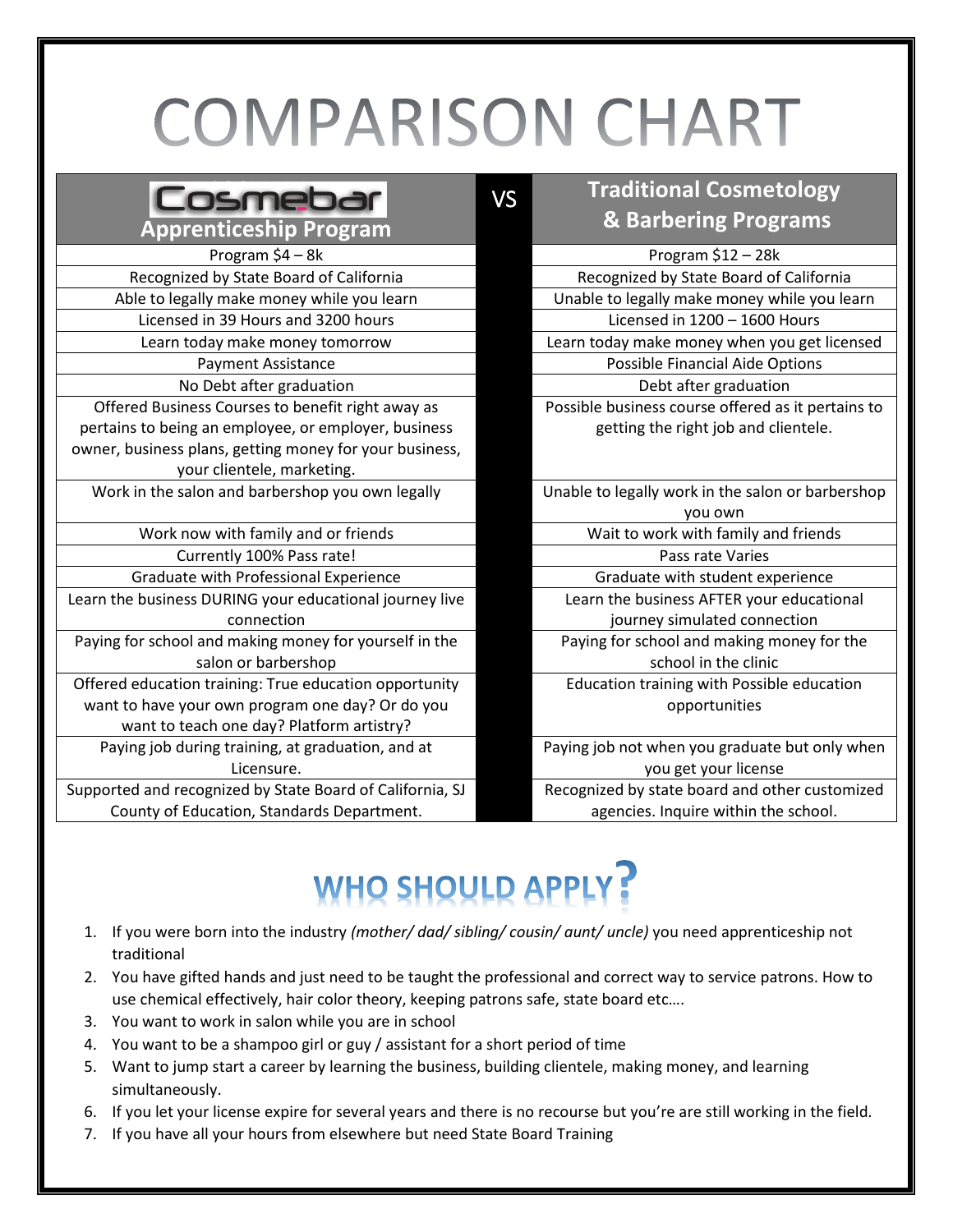# COMPARISON CHART

| Cosmebar Apprenticeship Program | VS | Traditional Cosmetology & Barbering Programs |
|---|---|---|
| Program $4 – 8k | | Program $12 – 28k |
| Recognized by State Board of California | | Recognized by State Board of California |
| Able to legally make money while you learn | | Unable to legally make money while you learn |
| Licensed in 39 Hours and 3200 hours | | Licensed in 1200 – 1600 Hours |
| Learn today make money tomorrow | | Learn today make money when you get licensed |
| Payment Assistance | | Possible Financial Aide Options |
| No Debt after graduation | | Debt after graduation |
| Offered Business Courses to benefit right away as pertains to being an employee, or employer, business owner, business plans, getting money for your business, your clientele, marketing. | | Possible business course offered as it pertains to getting the right job and clientele. |
| Work in the salon and barbershop you own legally | | Unable to legally work in the salon or barbershop you own |
| Work now with family and or friends | | Wait to work with family and friends |
| Currently 100% Pass rate! | | Pass rate Varies |
| Graduate with Professional Experience | | Graduate with student experience |
| Learn the business DURING your educational journey live connection | | Learn the business AFTER your educational journey simulated connection |
| Paying for school and making money for yourself in the salon or barbershop | | Paying for school and making money for the school in the clinic |
| Offered education training: True education opportunity want to have your own program one day? Or do you want to teach one day? Platform artistry? | | Education training with Possible education opportunities |
| Paying job during training, at graduation, and at Licensure. | | Paying job not when you graduate but only when you get your license |
| Supported and recognized by State Board of California, SJ County of Education, Standards Department. | | Recognized by state board and other customized agencies. Inquire within the school. |

## WHO SHOULD APPLY?

1. If you were born into the industry *(mother/ dad/ sibling/ cousin/ aunt/ uncle)* you need apprenticeship not traditional
2. You have gifted hands and just need to be taught the professional and correct way to service patrons. How to use chemical effectively, hair color theory, keeping patrons safe, state board etc….
3. You want to work in salon while you are in school
4. You want to be a shampoo girl or guy / assistant for a short period of time
5. Want to jump start a career by learning the business, building clientele, making money, and learning simultaneously.
6. If you let your license expire for several years and there is no recourse but you're are still working in the field.
7. If you have all your hours from elsewhere but need State Board Training